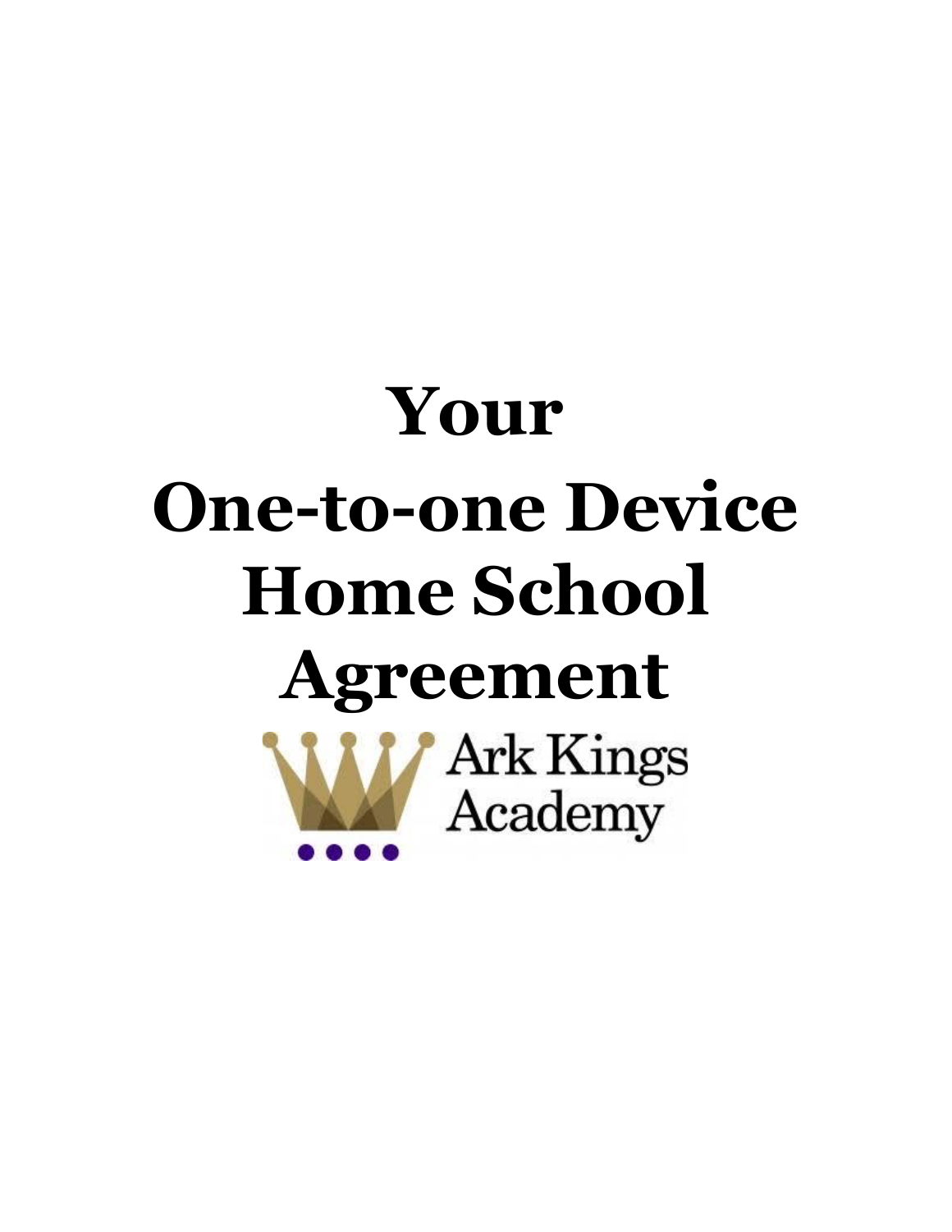# Your One-to-one Device Home School Agreement

Ark Kings Academy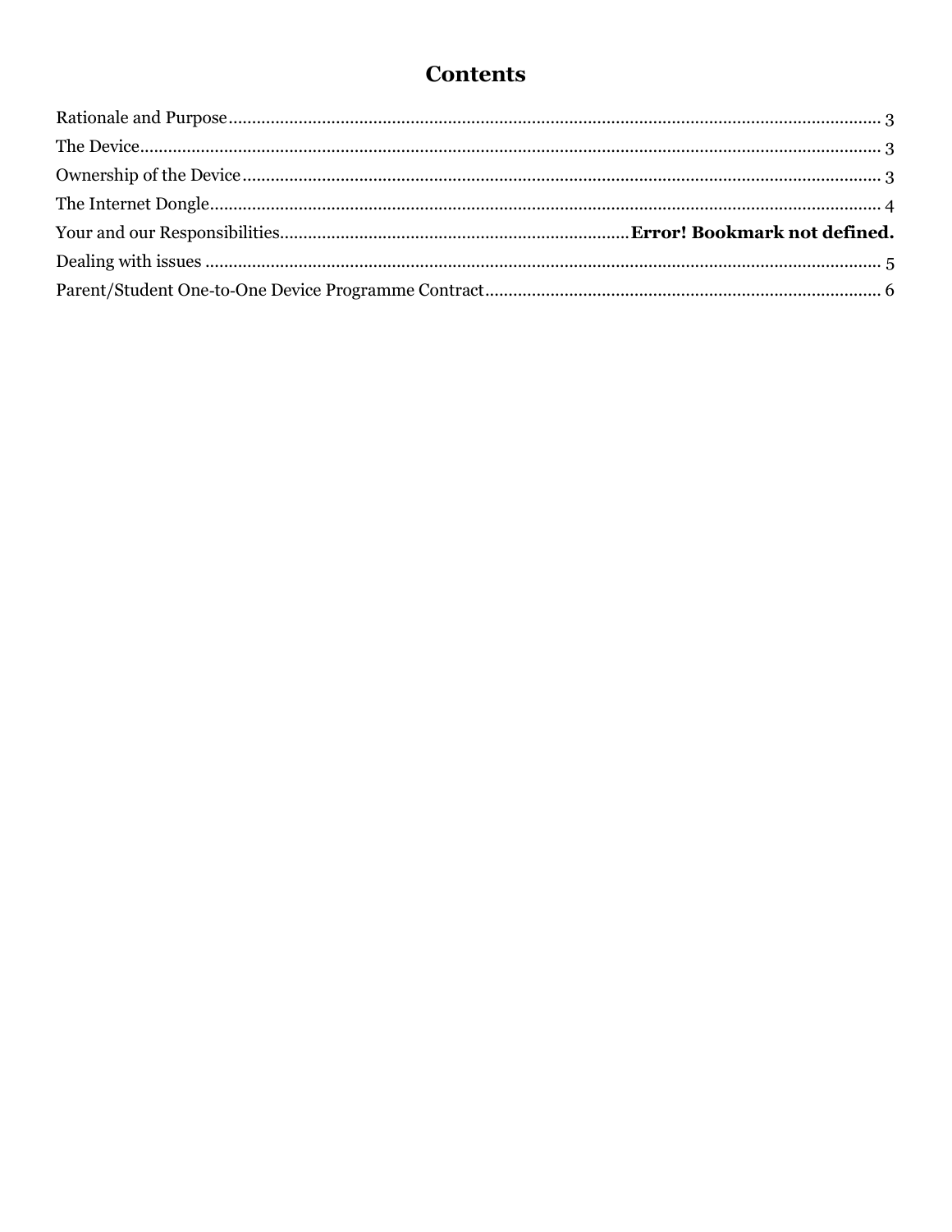# Contents

Rationale and Purpose........................................................................................................................... 3
The Device............................................................................................................................................ 3
Ownership of the Device....................................................................................................................... 3
The Internet Dongle............................................................................................................................... 4
Your and our Responsibilities...........................................................................**Error! Bookmark not defined.**
Dealing with issues ............................................................................................................................... 5
Parent/Student One-to-One Device Programme Contract.................................................................... 6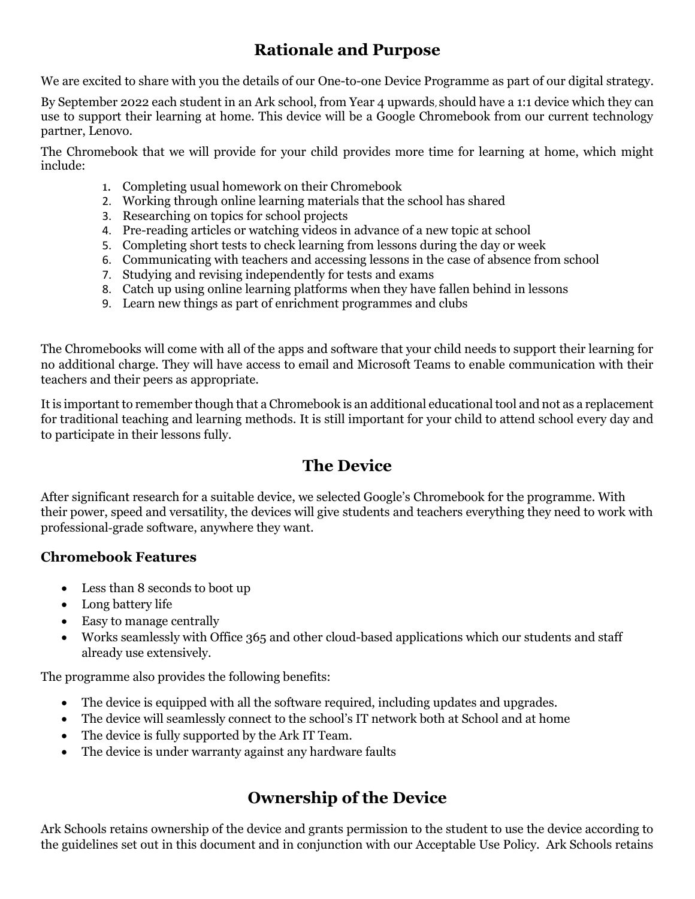## Rationale and Purpose

We are excited to share with you the details of our One-to-one Device Programme as part of our digital strategy.

By September 2022 each student in an Ark school, from Year 4 upwards, should have a 1:1 device which they can use to support their learning at home. This device will be a Google Chromebook from our current technology partner, Lenovo.

The Chromebook that we will provide for your child provides more time for learning at home, which might include:

1. Completing usual homework on their Chromebook
2. Working through online learning materials that the school has shared
3. Researching on topics for school projects
4. Pre-reading articles or watching videos in advance of a new topic at school
5. Completing short tests to check learning from lessons during the day or week
6. Communicating with teachers and accessing lessons in the case of absence from school
7. Studying and revising independently for tests and exams
8. Catch up using online learning platforms when they have fallen behind in lessons
9. Learn new things as part of enrichment programmes and clubs

The Chromebooks will come with all of the apps and software that your child needs to support their learning for no additional charge. They will have access to email and Microsoft Teams to enable communication with their teachers and their peers as appropriate.

It is important to remember though that a Chromebook is an additional educational tool and not as a replacement for traditional teaching and learning methods. It is still important for your child to attend school every day and to participate in their lessons fully.

## The Device

After significant research for a suitable device, we selected Google's Chromebook for the programme. With their power, speed and versatility, the devices will give students and teachers everything they need to work with professional-grade software, anywhere they want.

### Chromebook Features

- Less than 8 seconds to boot up
- Long battery life
- Easy to manage centrally
- Works seamlessly with Office 365 and other cloud-based applications which our students and staff already use extensively.

The programme also provides the following benefits:

- The device is equipped with all the software required, including updates and upgrades.
- The device will seamlessly connect to the school's IT network both at School and at home
- The device is fully supported by the Ark IT Team.
- The device is under warranty against any hardware faults

## Ownership of the Device

Ark Schools retains ownership of the device and grants permission to the student to use the device according to the guidelines set out in this document and in conjunction with our Acceptable Use Policy. Ark Schools retains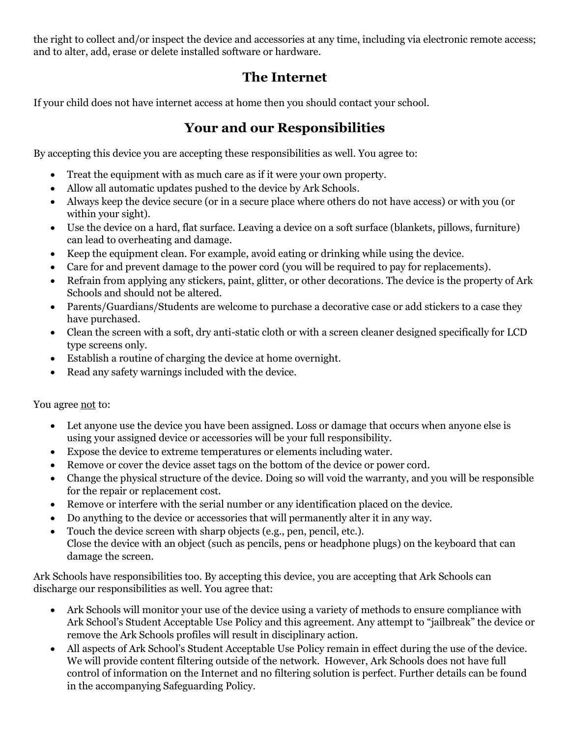the right to collect and/or inspect the device and accessories at any time, including via electronic remote access; and to alter, add, erase or delete installed software or hardware.

## The Internet

If your child does not have internet access at home then you should contact your school.

## Your and our Responsibilities

By accepting this device you are accepting these responsibilities as well. You agree to:

- Treat the equipment with as much care as if it were your own property.
- Allow all automatic updates pushed to the device by Ark Schools.
- Always keep the device secure (or in a secure place where others do not have access) or with you (or within your sight).
- Use the device on a hard, flat surface. Leaving a device on a soft surface (blankets, pillows, furniture) can lead to overheating and damage.
- Keep the equipment clean. For example, avoid eating or drinking while using the device.
- Care for and prevent damage to the power cord (you will be required to pay for replacements).
- Refrain from applying any stickers, paint, glitter, or other decorations. The device is the property of Ark Schools and should not be altered.
- Parents/Guardians/Students are welcome to purchase a decorative case or add stickers to a case they have purchased.
- Clean the screen with a soft, dry anti-static cloth or with a screen cleaner designed specifically for LCD type screens only.
- Establish a routine of charging the device at home overnight.
- Read any safety warnings included with the device.

You agree <u>not</u> to:

- Let anyone use the device you have been assigned. Loss or damage that occurs when anyone else is using your assigned device or accessories will be your full responsibility.
- Expose the device to extreme temperatures or elements including water.
- Remove or cover the device asset tags on the bottom of the device or power cord.
- Change the physical structure of the device. Doing so will void the warranty, and you will be responsible for the repair or replacement cost.
- Remove or interfere with the serial number or any identification placed on the device.
- Do anything to the device or accessories that will permanently alter it in any way.
- Touch the device screen with sharp objects (e.g., pen, pencil, etc.).
  Close the device with an object (such as pencils, pens or headphone plugs) on the keyboard that can damage the screen.

Ark Schools have responsibilities too. By accepting this device, you are accepting that Ark Schools can discharge our responsibilities as well. You agree that:

- Ark Schools will monitor your use of the device using a variety of methods to ensure compliance with Ark School's Student Acceptable Use Policy and this agreement. Any attempt to "jailbreak" the device or remove the Ark Schools profiles will result in disciplinary action.
- All aspects of Ark School's Student Acceptable Use Policy remain in effect during the use of the device. We will provide content filtering outside of the network. However, Ark Schools does not have full control of information on the Internet and no filtering solution is perfect. Further details can be found in the accompanying Safeguarding Policy.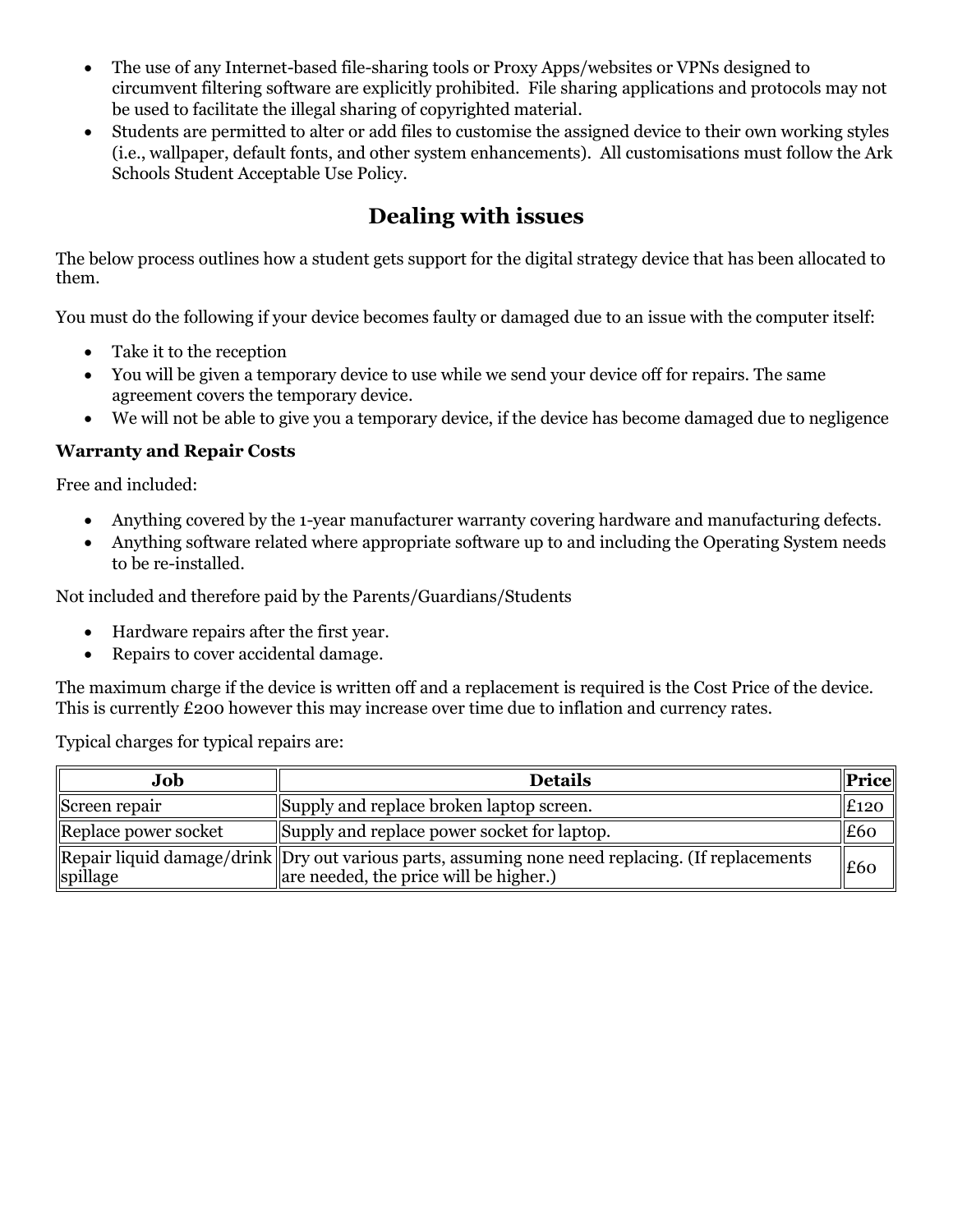- The use of any Internet-based file-sharing tools or Proxy Apps/websites or VPNs designed to circumvent filtering software are explicitly prohibited. File sharing applications and protocols may not be used to facilitate the illegal sharing of copyrighted material.
- Students are permitted to alter or add files to customise the assigned device to their own working styles (i.e., wallpaper, default fonts, and other system enhancements). All customisations must follow the Ark Schools Student Acceptable Use Policy.

## Dealing with issues

The below process outlines how a student gets support for the digital strategy device that has been allocated to them.

You must do the following if your device becomes faulty or damaged due to an issue with the computer itself:

- Take it to the reception
- You will be given a temporary device to use while we send your device off for repairs. The same agreement covers the temporary device.
- We will not be able to give you a temporary device, if the device has become damaged due to negligence

**Warranty and Repair Costs**

Free and included:

- Anything covered by the 1-year manufacturer warranty covering hardware and manufacturing defects.
- Anything software related where appropriate software up to and including the Operating System needs to be re-installed.

Not included and therefore paid by the Parents/Guardians/Students

- Hardware repairs after the first year.
- Repairs to cover accidental damage.

The maximum charge if the device is written off and a replacement is required is the Cost Price of the device. This is currently £200 however this may increase over time due to inflation and currency rates.

Typical charges for typical repairs are:

| Job | Details | Price |
|---|---|---|
| Screen repair | Supply and replace broken laptop screen. | £120 |
| Replace power socket | Supply and replace power socket for laptop. | £60 |
| Repair liquid damage/drink spillage | Dry out various parts, assuming none need replacing. (If replacements are needed, the price will be higher.) | £60 |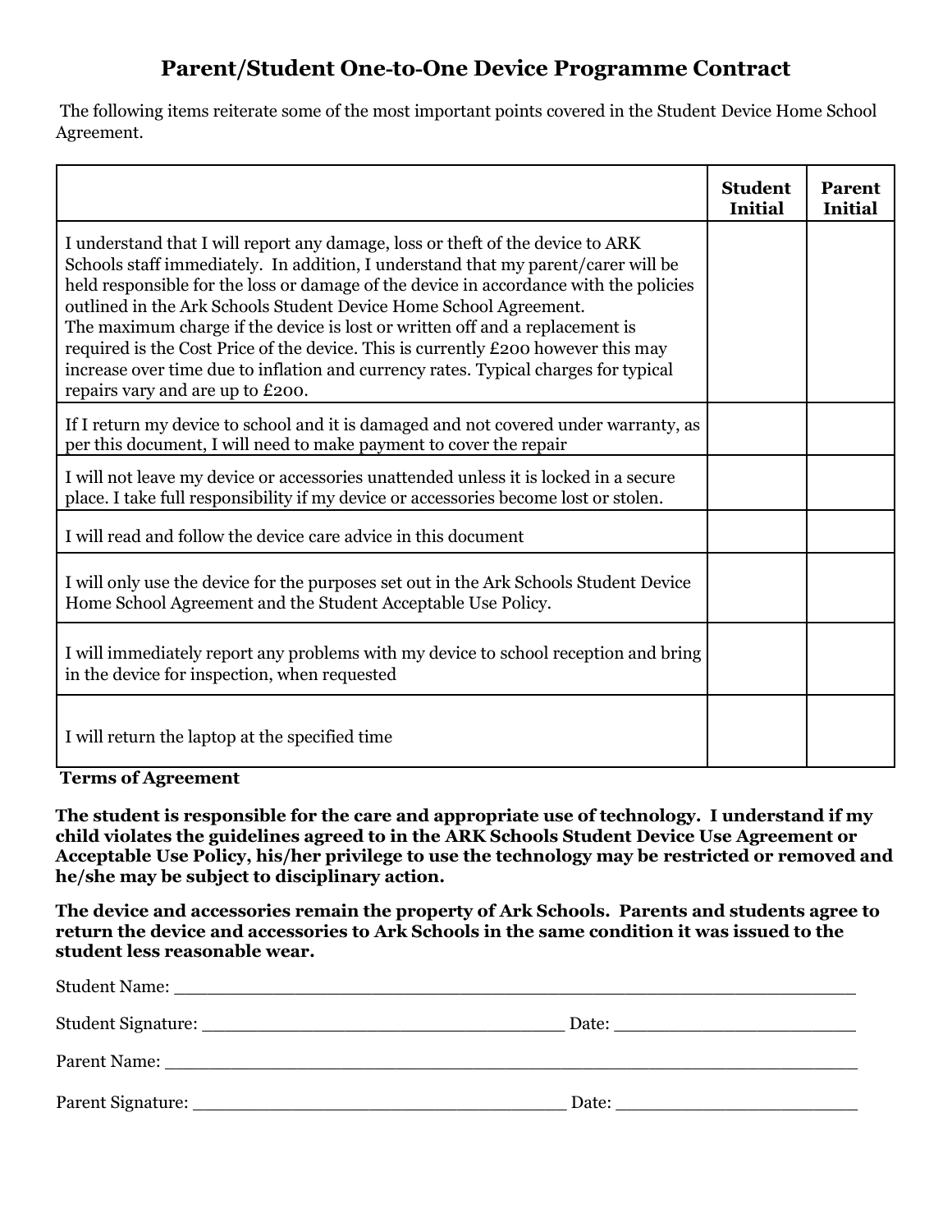# Parent/Student One-to-One Device Programme Contract

The following items reiterate some of the most important points covered in the Student Device Home School Agreement.

| | **Student Initial** | **Parent Initial** |
|---|---|---|
| I understand that I will report any damage, loss or theft of the device to ARK Schools staff immediately. In addition, I understand that my parent/carer will be held responsible for the loss or damage of the device in accordance with the policies outlined in the Ark Schools Student Device Home School Agreement. The maximum charge if the device is lost or written off and a replacement is required is the Cost Price of the device. This is currently £200 however this may increase over time due to inflation and currency rates. Typical charges for typical repairs vary and are up to £200. | | |
| If I return my device to school and it is damaged and not covered under warranty, as per this document, I will need to make payment to cover the repair | | |
| I will not leave my device or accessories unattended unless it is locked in a secure place. I take full responsibility if my device or accessories become lost or stolen. | | |
| I will read and follow the device care advice in this document | | |
| I will only use the device for the purposes set out in the Ark Schools Student Device Home School Agreement and the Student Acceptable Use Policy. | | |
| I will immediately report any problems with my device to school reception and bring in the device for inspection, when requested | | |
| I will return the laptop at the specified time | | |

**Terms of Agreement**

**The student is responsible for the care and appropriate use of technology. I understand if my child violates the guidelines agreed to in the ARK Schools Student Device Use Agreement or Acceptable Use Policy, his/her privilege to use the technology may be restricted or removed and he/she may be subject to disciplinary action.**

**The device and accessories remain the property of Ark Schools. Parents and students agree to return the device and accessories to Ark Schools in the same condition it was issued to the student less reasonable wear.**

Student Name: ________________________________________________________________

Student Signature: ________________________________ Date: ______________________

Parent Name: _________________________________________________________________

Parent Signature: __________________________________ Date: ______________________